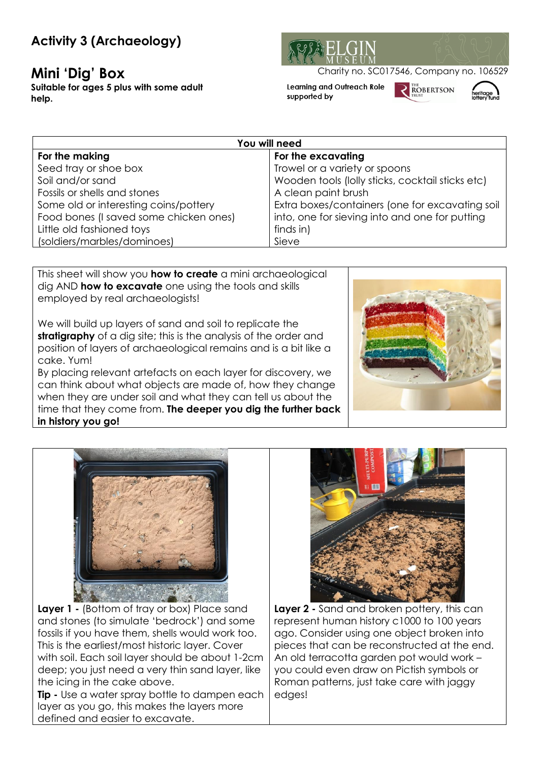# Activity 3 (Archaeology)

## Mini 'Dig' Box

**Suitable for ages 5 plus with some adult help.**

ELGIN MUSEUM
Charity no. SC017546, Company no. 106529

Learning and Outreach Role supported by

| You will need | |
|---|---|
| **For the making** | **For the excavating** |
| Seed tray or shoe box | Trowel or a variety or spoons |
| Soil and/or sand | Wooden tools (lolly sticks, cocktail sticks etc) |
| Fossils or shells and stones | A clean paint brush |
| Some old or interesting coins/pottery | Extra boxes/containers (one for excavating soil into, one for sieving into and one for putting finds in) |
| Food bones (I saved some chicken ones) | |
| Little old fashioned toys (soldiers/marbles/dominoes) | Sieve |

This sheet will show you **how to create** a mini archaeological dig AND **how to excavate** one using the tools and skills employed by real archaeologists!

We will build up layers of sand and soil to replicate the **stratigraphy** of a dig site; this is the analysis of the order and position of layers of archaeological remains and is a bit like a cake. Yum!

By placing relevant artefacts on each layer for discovery, we can think about what objects are made of, how they change when they are under soil and what they can tell us about the time that they come from. **The deeper you dig the further back in history you go!**

**Layer 1 -** (Bottom of tray or box) Place sand and stones (to simulate 'bedrock') and some fossils if you have them, shells would work too. This is the earliest/most historic layer. Cover with soil. Each soil layer should be about 1-2cm deep; you just need a very thin sand layer, like the icing in the cake above.

**Tip -** Use a water spray bottle to dampen each layer as you go, this makes the layers more defined and easier to excavate.

**Layer 2 -** Sand and broken pottery, this can represent human history c1000 to 100 years ago. Consider using one object broken into pieces that can be reconstructed at the end. An old terracotta garden pot would work – you could even draw on Pictish symbols or Roman patterns, just take care with jaggy edges!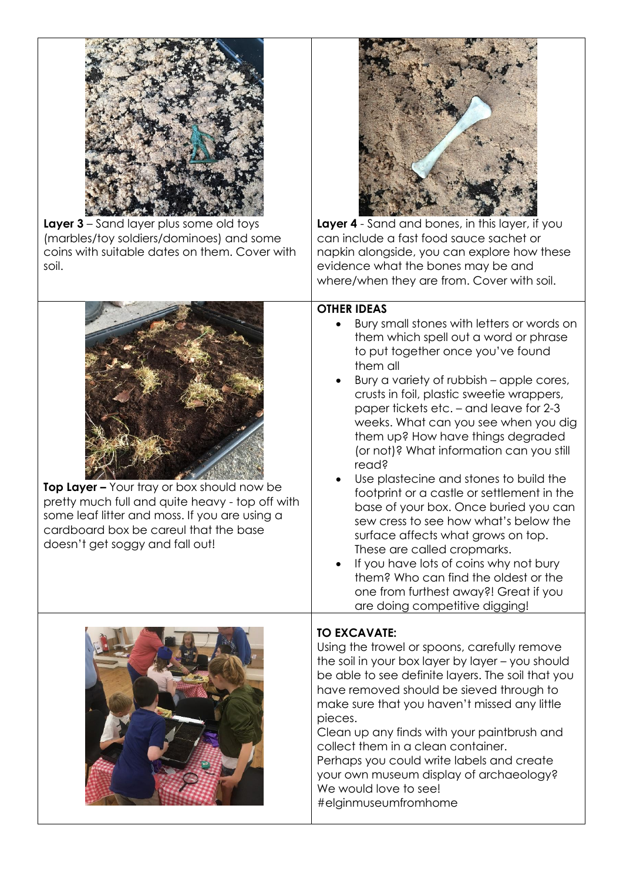**Layer 3** – Sand layer plus some old toys (marbles/toy soldiers/dominoes) and some coins with suitable dates on them. Cover with soil.

**Layer 4** - Sand and bones, in this layer, if you can include a fast food sauce sachet or napkin alongside, you can explore how these evidence what the bones may be and where/when they are from. Cover with soil.

**Top Layer –** Your tray or box should now be pretty much full and quite heavy - top off with some leaf litter and moss. If you are using a cardboard box be careul that the base doesn't get soggy and fall out!

**OTHER IDEAS**

- Bury small stones with letters or words on them which spell out a word or phrase to put together once you've found them all
- Bury a variety of rubbish – apple cores, crusts in foil, plastic sweetie wrappers, paper tickets etc. – and leave for 2-3 weeks. What can you see when you dig them up? How have things degraded (or not)? What information can you still read?
- Use plastecine and stones to build the footprint or a castle or settlement in the base of your box. Once buried you can sew cress to see how what's below the surface affects what grows on top. These are called cropmarks.
- If you have lots of coins why not bury them? Who can find the oldest or the one from furthest away?! Great if you are doing competitive digging!

**TO EXCAVATE:**

Using the trowel or spoons, carefully remove the soil in your box layer by layer – you should be able to see definite layers. The soil that you have removed should be sieved through to make sure that you haven't missed any little pieces.

Clean up any finds with your paintbrush and collect them in a clean container.

Perhaps you could write labels and create your own museum display of archaeology? We would love to see!

#elginmuseumfromhome